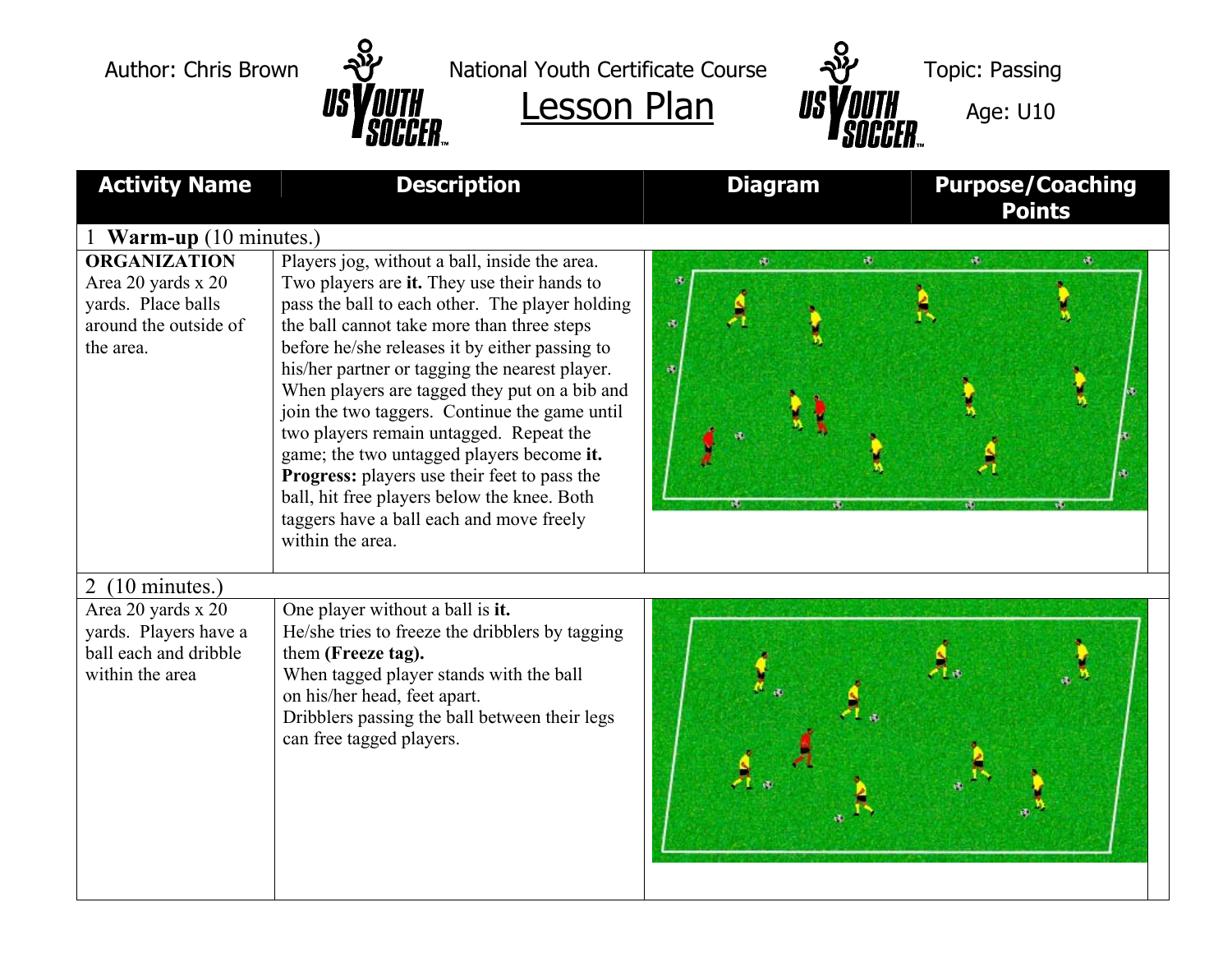Author: Chris Brown

National Youth Certificate Course

# Lesson Plan

Topic: Passing

Age: U10

| Activity Name | Description | Diagram | Purpose/Coaching Points |
|---|---|---|---|
| 1 **Warm-up** (10 minutes.) | | | |
| **ORGANIZATION** Area 20 yards x 20 yards. Place balls around the outside of the area. | Players jog, without a ball, inside the area. Two players are **it.** They use their hands to pass the ball to each other. The player holding the ball cannot take more than three steps before he/she releases it by either passing to his/her partner or tagging the nearest player. When players are tagged they put on a bib and join the two taggers. Continue the game until two players remain untagged. Repeat the game; the two untagged players become **it.** **Progress:** players use their feet to pass the ball, hit free players below the knee. Both taggers have a ball each and move freely within the area. | | |
| 2 (10 minutes.) | | | |
| Area 20 yards x 20 yards. Players have a ball each and dribble within the area | One player without a ball is **it.** He/she tries to freeze the dribblers by tagging them **(Freeze tag).** When tagged player stands with the ball on his/her head, feet apart. Dribblers passing the ball between their legs can free tagged players. | | |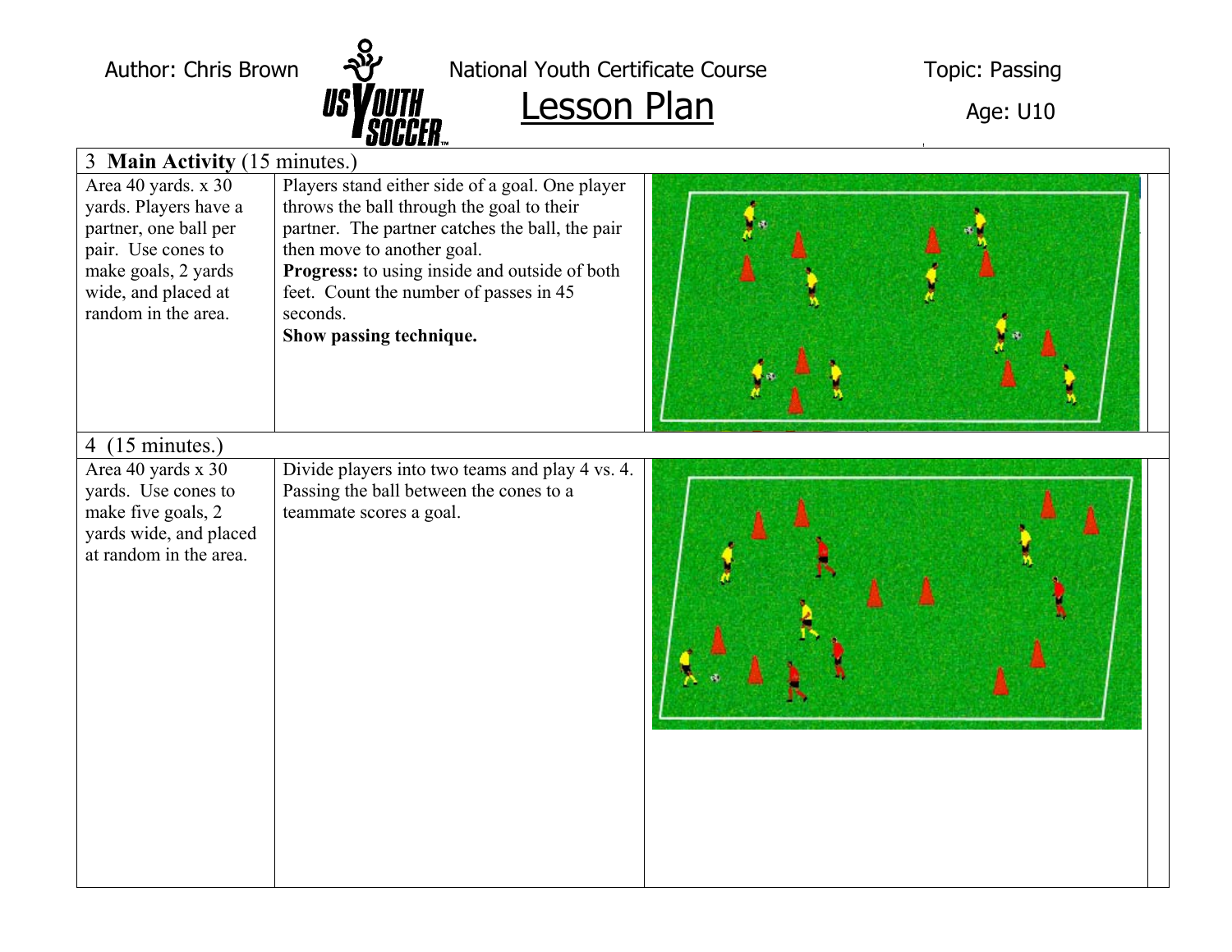Author: Chris Brown | National Youth Certificate Course | Topic: Passing

# Lesson Plan

Age: U10

| 3 **Main Activity** (15 minutes.) | | |
|---|---|---|
| Area 40 yards. x 30 yards. Players have a partner, one ball per pair. Use cones to make goals, 2 yards wide, and placed at random in the area. | Players stand either side of a goal. One player throws the ball through the goal to their partner. The partner catches the ball, the pair then move to another goal.<br>**Progress:** to using inside and outside of both feet. Count the number of passes in 45 seconds.<br>**Show passing technique.** | |
| 4 (15 minutes.) | | |
| Area 40 yards x 30 yards. Use cones to make five goals, 2 yards wide, and placed at random in the area. | Divide players into two teams and play 4 vs. 4. Passing the ball between the cones to a teammate scores a goal. | |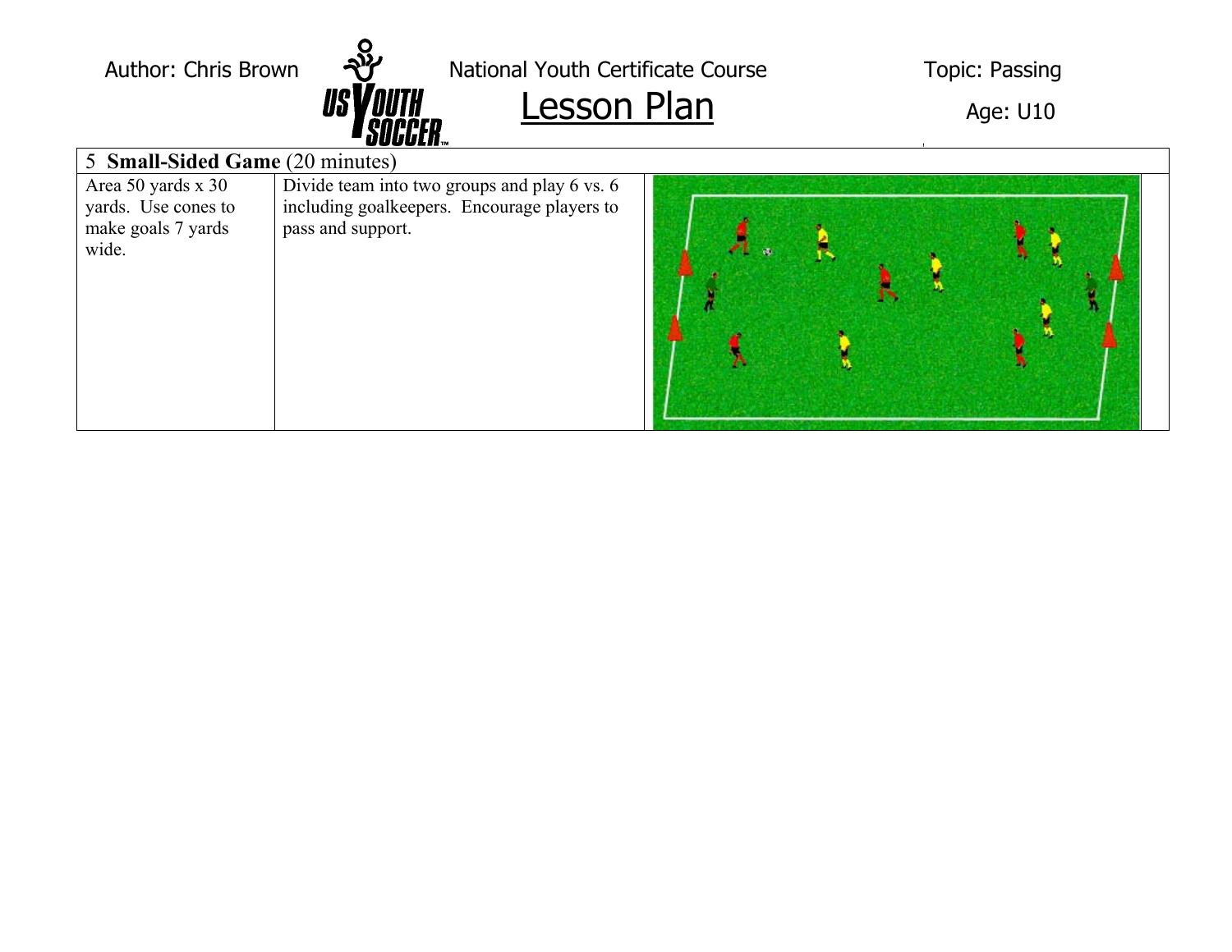Author: Chris Brown

National Youth Certificate Course

# Lesson Plan

Topic: Passing

Age: U10

| 5 **Small-Sided Game** (20 minutes) | | |
|---|---|---|
| Area 50 yards x 30 yards. Use cones to make goals 7 yards wide. | Divide team into two groups and play 6 vs. 6 including goalkeepers. Encourage players to pass and support. | |